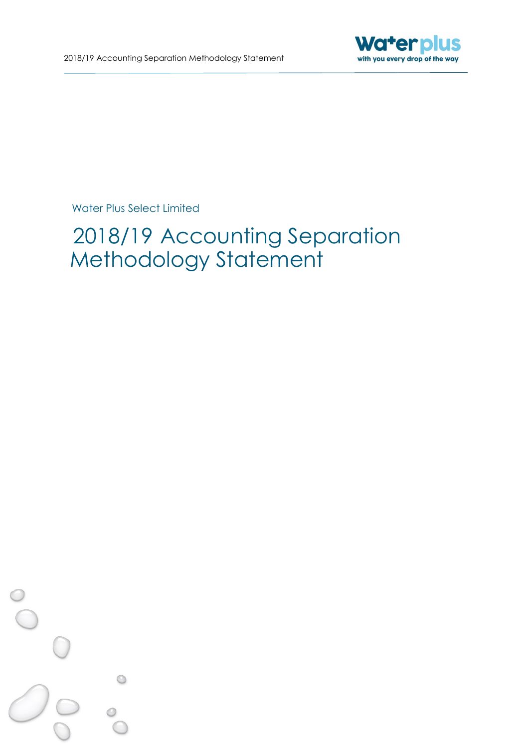Water Plus Select Limited

# 2018/19 Accounting Separation Methodology Statement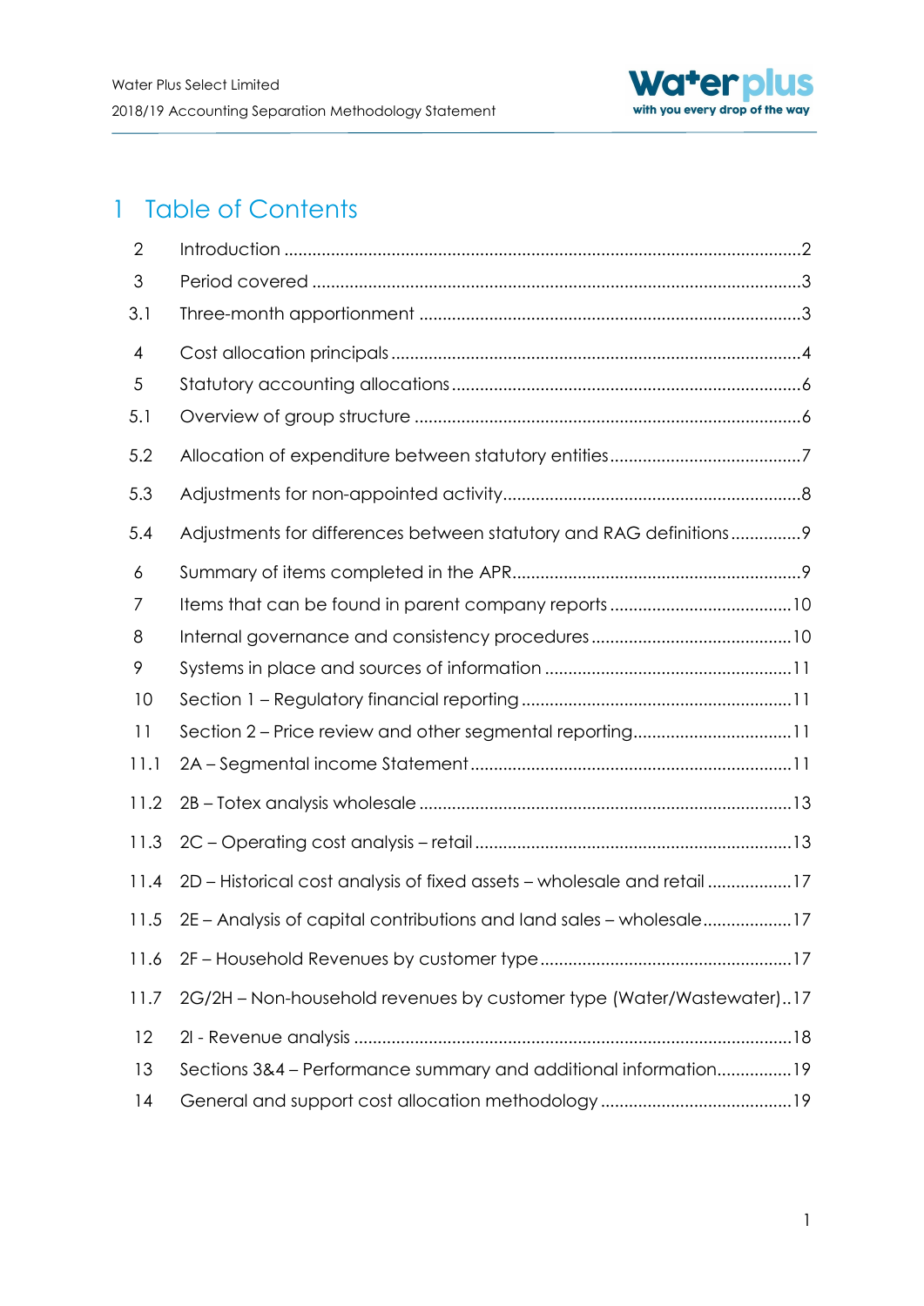# 1 Table of Contents

| | | |
|---|---|---|
| 2 | Introduction | 2 |
| 3 | Period covered | 3 |
| 3.1 | Three-month apportionment | 3 |
| 4 | Cost allocation principals | 4 |
| 5 | Statutory accounting allocations | 6 |
| 5.1 | Overview of group structure | 6 |
| 5.2 | Allocation of expenditure between statutory entities | 7 |
| 5.3 | Adjustments for non-appointed activity | 8 |
| 5.4 | Adjustments for differences between statutory and RAG definitions | 9 |
| 6 | Summary of items completed in the APR | 9 |
| 7 | Items that can be found in parent company reports | 10 |
| 8 | Internal governance and consistency procedures | 10 |
| 9 | Systems in place and sources of information | 11 |
| 10 | Section 1 – Regulatory financial reporting | 11 |
| 11 | Section 2 – Price review and other segmental reporting | 11 |
| 11.1 | 2A – Segmental income Statement | 11 |
| 11.2 | 2B – Totex analysis wholesale | 13 |
| 11.3 | 2C – Operating cost analysis – retail | 13 |
| 11.4 | 2D – Historical cost analysis of fixed assets – wholesale and retail | 17 |
| 11.5 | 2E – Analysis of capital contributions and land sales – wholesale | 17 |
| 11.6 | 2F – Household Revenues by customer type | 17 |
| 11.7 | 2G/2H – Non-household revenues by customer type (Water/Wastewater) | 17 |
| 12 | 2I - Revenue analysis | 18 |
| 13 | Sections 3&4 – Performance summary and additional information | 19 |
| 14 | General and support cost allocation methodology | 19 |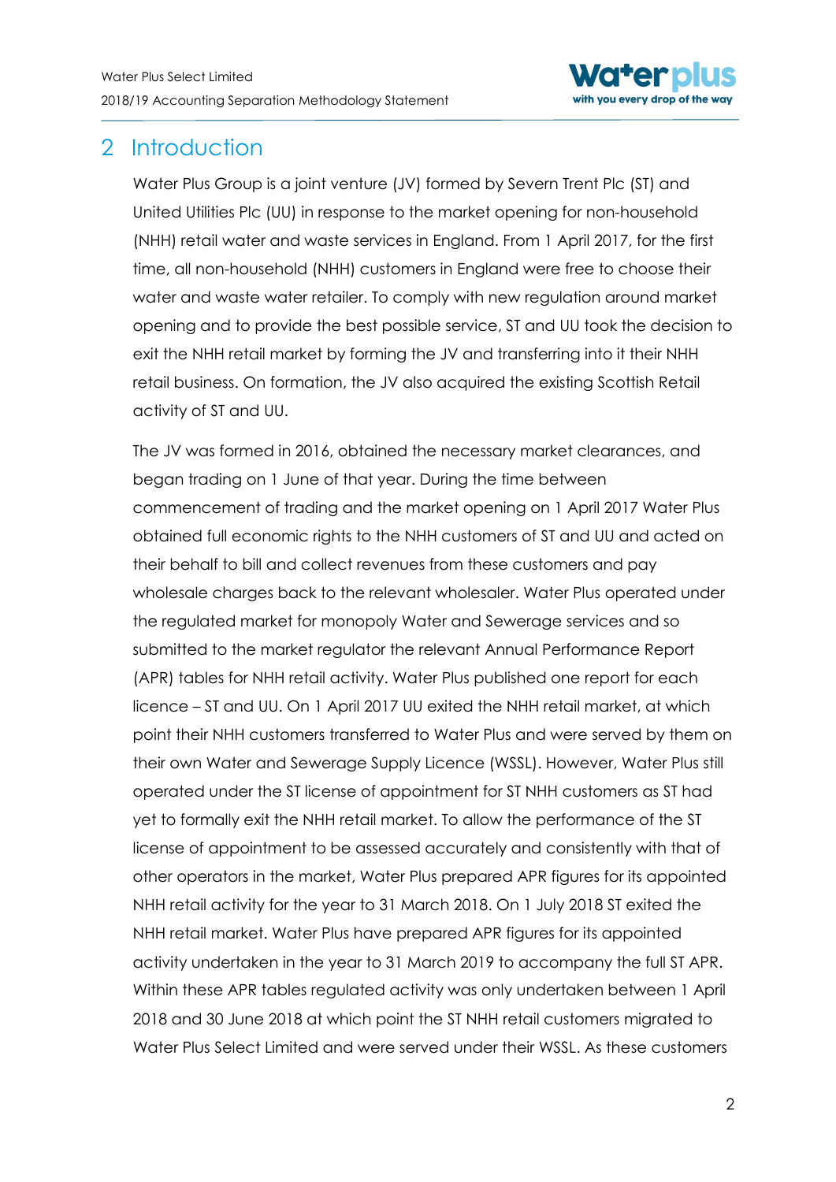# 2 Introduction

Water Plus Group is a joint venture (JV) formed by Severn Trent Plc (ST) and United Utilities Plc (UU) in response to the market opening for non-household (NHH) retail water and waste services in England. From 1 April 2017, for the first time, all non-household (NHH) customers in England were free to choose their water and waste water retailer. To comply with new regulation around market opening and to provide the best possible service, ST and UU took the decision to exit the NHH retail market by forming the JV and transferring into it their NHH retail business. On formation, the JV also acquired the existing Scottish Retail activity of ST and UU.

The JV was formed in 2016, obtained the necessary market clearances, and began trading on 1 June of that year. During the time between commencement of trading and the market opening on 1 April 2017 Water Plus obtained full economic rights to the NHH customers of ST and UU and acted on their behalf to bill and collect revenues from these customers and pay wholesale charges back to the relevant wholesaler. Water Plus operated under the regulated market for monopoly Water and Sewerage services and so submitted to the market regulator the relevant Annual Performance Report (APR) tables for NHH retail activity. Water Plus published one report for each licence – ST and UU. On 1 April 2017 UU exited the NHH retail market, at which point their NHH customers transferred to Water Plus and were served by them on their own Water and Sewerage Supply Licence (WSSL). However, Water Plus still operated under the ST license of appointment for ST NHH customers as ST had yet to formally exit the NHH retail market. To allow the performance of the ST license of appointment to be assessed accurately and consistently with that of other operators in the market, Water Plus prepared APR figures for its appointed NHH retail activity for the year to 31 March 2018. On 1 July 2018 ST exited the NHH retail market. Water Plus have prepared APR figures for its appointed activity undertaken in the year to 31 March 2019 to accompany the full ST APR. Within these APR tables regulated activity was only undertaken between 1 April 2018 and 30 June 2018 at which point the ST NHH retail customers migrated to Water Plus Select Limited and were served under their WSSL. As these customers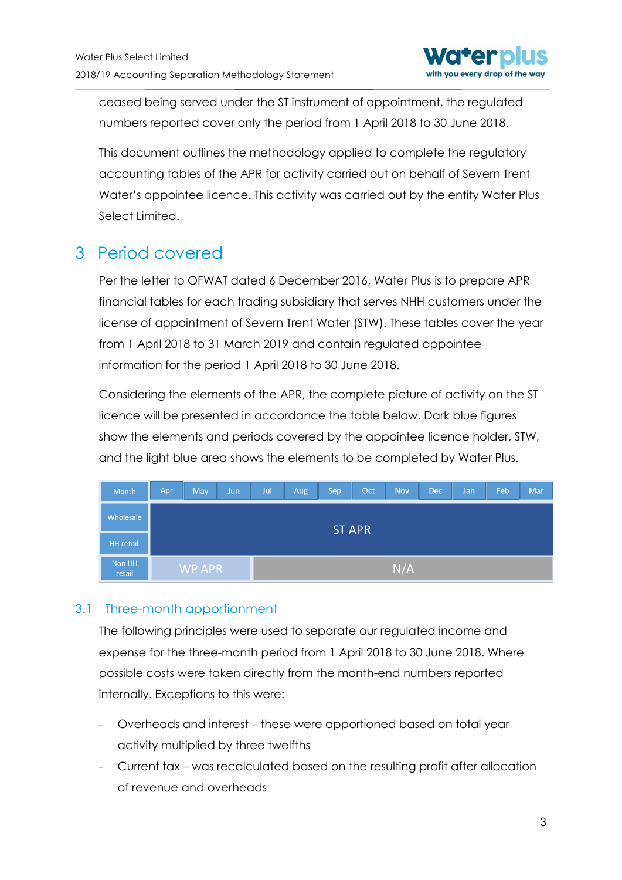ceased being served under the ST instrument of appointment, the regulated numbers reported cover only the period from 1 April 2018 to 30 June 2018.

This document outlines the methodology applied to complete the regulatory accounting tables of the APR for activity carried out on behalf of Severn Trent Water's appointee licence. This activity was carried out by the entity Water Plus Select Limited.

# 3 Period covered

Per the letter to OFWAT dated 6 December 2016, Water Plus is to prepare APR financial tables for each trading subsidiary that serves NHH customers under the license of appointment of Severn Trent Water (STW). These tables cover the year from 1 April 2018 to 31 March 2019 and contain regulated appointee information for the period 1 April 2018 to 30 June 2018.

Considering the elements of the APR, the complete picture of activity on the ST licence will be presented in accordance the table below. Dark blue figures show the elements and periods covered by the appointee licence holder, STW, and the light blue area shows the elements to be completed by Water Plus.

| Month | Apr | May | Jun | Jul | Aug | Sep | Oct | Nov | Dec | Jan | Feb | Mar |
|---|---|---|---|---|---|---|---|---|---|---|---|---|
| Wholesale | ST APR | | | | | | | | | | | |
| HH retail | ST APR | | | | | | | | | | | |
| Non HH retail | WP APR | | | N/A | | | | | | | | |

## 3.1 Three-month apportionment

The following principles were used to separate our regulated income and expense for the three-month period from 1 April 2018 to 30 June 2018. Where possible costs were taken directly from the month-end numbers reported internally. Exceptions to this were:

- Overheads and interest – these were apportioned based on total year activity multiplied by three twelfths
- Current tax – was recalculated based on the resulting profit after allocation of revenue and overheads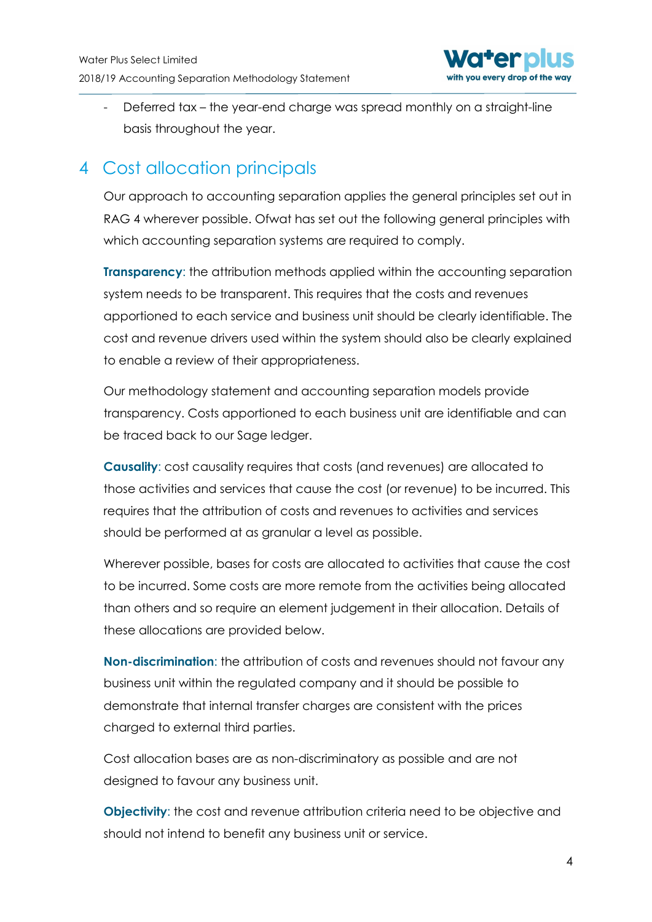- Deferred tax – the year-end charge was spread monthly on a straight-line basis throughout the year.

# 4 Cost allocation principals

Our approach to accounting separation applies the general principles set out in RAG 4 wherever possible. Ofwat has set out the following general principles with which accounting separation systems are required to comply.

**Transparency**: the attribution methods applied within the accounting separation system needs to be transparent. This requires that the costs and revenues apportioned to each service and business unit should be clearly identifiable. The cost and revenue drivers used within the system should also be clearly explained to enable a review of their appropriateness.

Our methodology statement and accounting separation models provide transparency. Costs apportioned to each business unit are identifiable and can be traced back to our Sage ledger.

**Causality**: cost causality requires that costs (and revenues) are allocated to those activities and services that cause the cost (or revenue) to be incurred. This requires that the attribution of costs and revenues to activities and services should be performed at as granular a level as possible.

Wherever possible, bases for costs are allocated to activities that cause the cost to be incurred. Some costs are more remote from the activities being allocated than others and so require an element judgement in their allocation. Details of these allocations are provided below.

**Non-discrimination**: the attribution of costs and revenues should not favour any business unit within the regulated company and it should be possible to demonstrate that internal transfer charges are consistent with the prices charged to external third parties.

Cost allocation bases are as non-discriminatory as possible and are not designed to favour any business unit.

**Objectivity**: the cost and revenue attribution criteria need to be objective and should not intend to benefit any business unit or service.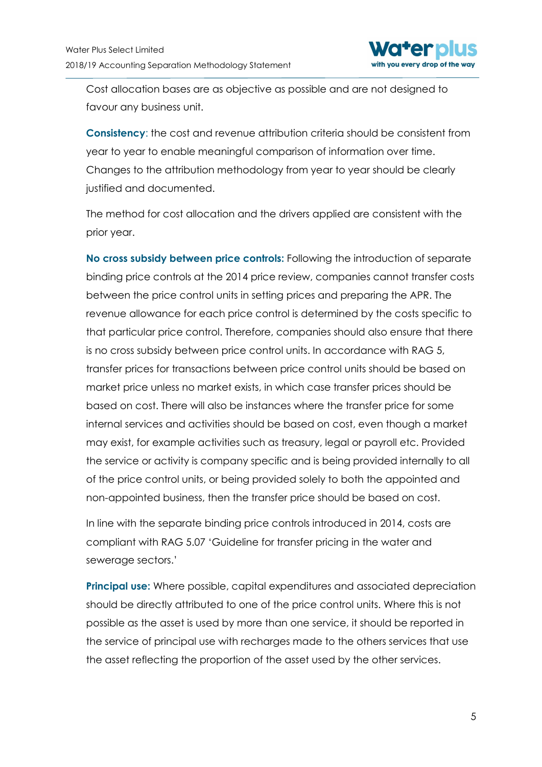Cost allocation bases are as objective as possible and are not designed to favour any business unit.

**Consistency**: the cost and revenue attribution criteria should be consistent from year to year to enable meaningful comparison of information over time. Changes to the attribution methodology from year to year should be clearly justified and documented.

The method for cost allocation and the drivers applied are consistent with the prior year.

**No cross subsidy between price controls:** Following the introduction of separate binding price controls at the 2014 price review, companies cannot transfer costs between the price control units in setting prices and preparing the APR. The revenue allowance for each price control is determined by the costs specific to that particular price control. Therefore, companies should also ensure that there is no cross subsidy between price control units. In accordance with RAG 5, transfer prices for transactions between price control units should be based on market price unless no market exists, in which case transfer prices should be based on cost. There will also be instances where the transfer price for some internal services and activities should be based on cost, even though a market may exist, for example activities such as treasury, legal or payroll etc. Provided the service or activity is company specific and is being provided internally to all of the price control units, or being provided solely to both the appointed and non-appointed business, then the transfer price should be based on cost.

In line with the separate binding price controls introduced in 2014, costs are compliant with RAG 5.07 'Guideline for transfer pricing in the water and sewerage sectors.'

**Principal use:** Where possible, capital expenditures and associated depreciation should be directly attributed to one of the price control units. Where this is not possible as the asset is used by more than one service, it should be reported in the service of principal use with recharges made to the others services that use the asset reflecting the proportion of the asset used by the other services.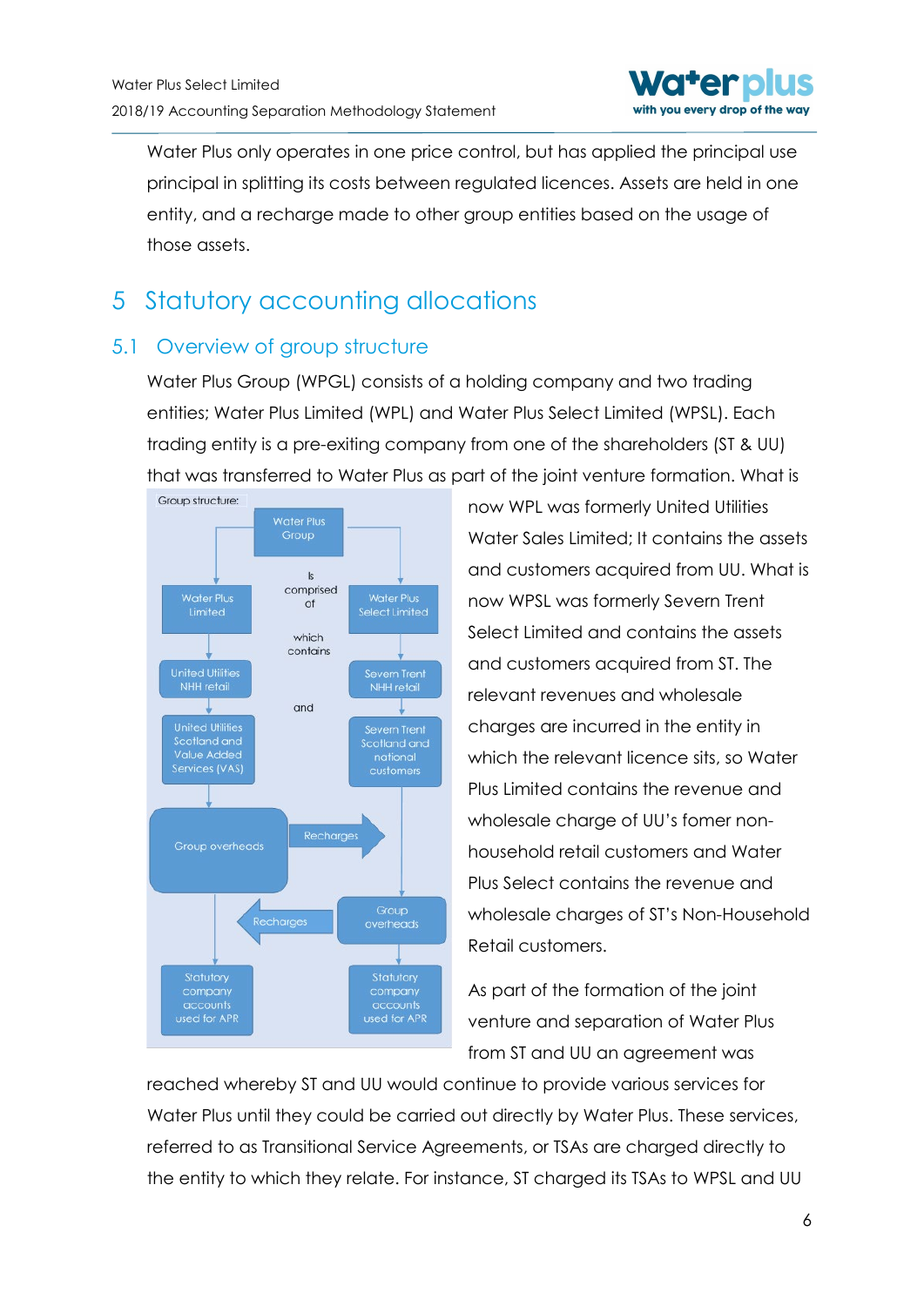Water Plus only operates in one price control, but has applied the principal use principal in splitting its costs between regulated licences. Assets are held in one entity, and a recharge made to other group entities based on the usage of those assets.

# 5 Statutory accounting allocations

## 5.1 Overview of group structure

Water Plus Group (WPGL) consists of a holding company and two trading entities; Water Plus Limited (WPL) and Water Plus Select Limited (WPSL). Each trading entity is a pre-exiting company from one of the shareholders (ST & UU) that was transferred to Water Plus as part of the joint venture formation. What is now WPL was formerly United Utilities Water Sales Limited; It contains the assets and customers acquired from UU. What is now WPSL was formerly Severn Trent Select Limited and contains the assets and customers acquired from ST. The relevant revenues and wholesale charges are incurred in the entity in which the relevant licence sits, so Water Plus Limited contains the revenue and wholesale charge of UU's fomer non-household retail customers and Water Plus Select contains the revenue and wholesale charges of ST's Non-Household Retail customers.

Group structure:

Water Plus Group is comprised of Water Plus Limited and Water Plus Select Limited, which contains:

| Water Plus Limited | Water Plus Select Limited |
|---|---|
| United Utilities NHH retail | Severn Trent NHH retail |
| and United Utilities Scotland and Value Added Services (VAS) | and Severn Trent Scotland and national customers |
| Group overheads (Recharges →) | Group overheads (← Recharges) |
| Statutory company accounts used for APR | Statutory company accounts used for APR |

As part of the formation of the joint venture and separation of Water Plus from ST and UU an agreement was reached whereby ST and UU would continue to provide various services for Water Plus until they could be carried out directly by Water Plus. These services, referred to as Transitional Service Agreements, or TSAs are charged directly to the entity to which they relate. For instance, ST charged its TSAs to WPSL and UU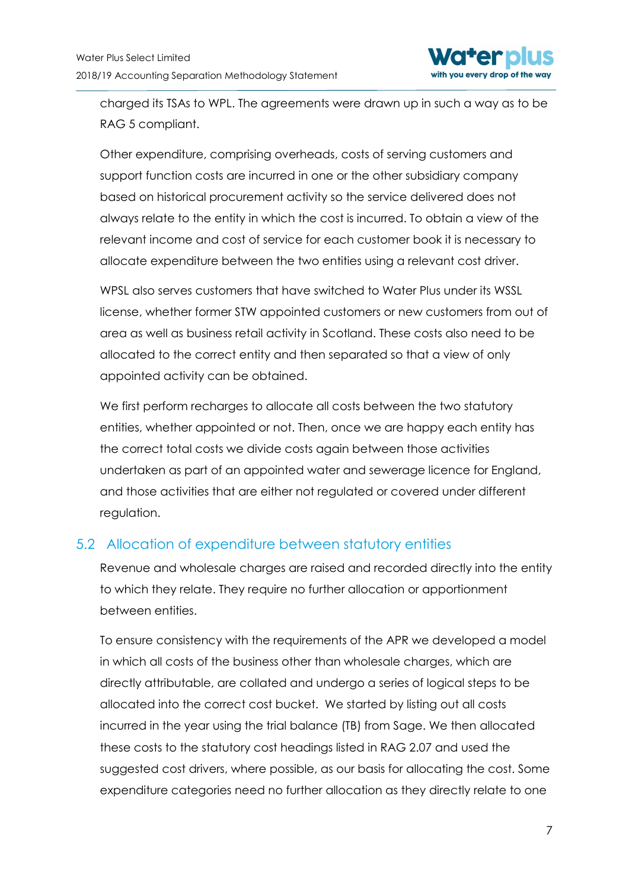charged its TSAs to WPL. The agreements were drawn up in such a way as to be RAG 5 compliant.

Other expenditure, comprising overheads, costs of serving customers and support function costs are incurred in one or the other subsidiary company based on historical procurement activity so the service delivered does not always relate to the entity in which the cost is incurred. To obtain a view of the relevant income and cost of service for each customer book it is necessary to allocate expenditure between the two entities using a relevant cost driver.

WPSL also serves customers that have switched to Water Plus under its WSSL license, whether former STW appointed customers or new customers from out of area as well as business retail activity in Scotland. These costs also need to be allocated to the correct entity and then separated so that a view of only appointed activity can be obtained.

We first perform recharges to allocate all costs between the two statutory entities, whether appointed or not. Then, once we are happy each entity has the correct total costs we divide costs again between those activities undertaken as part of an appointed water and sewerage licence for England, and those activities that are either not regulated or covered under different regulation.

## 5.2 Allocation of expenditure between statutory entities

Revenue and wholesale charges are raised and recorded directly into the entity to which they relate. They require no further allocation or apportionment between entities.

To ensure consistency with the requirements of the APR we developed a model in which all costs of the business other than wholesale charges, which are directly attributable, are collated and undergo a series of logical steps to be allocated into the correct cost bucket. We started by listing out all costs incurred in the year using the trial balance (TB) from Sage. We then allocated these costs to the statutory cost headings listed in RAG 2.07 and used the suggested cost drivers, where possible, as our basis for allocating the cost. Some expenditure categories need no further allocation as they directly relate to one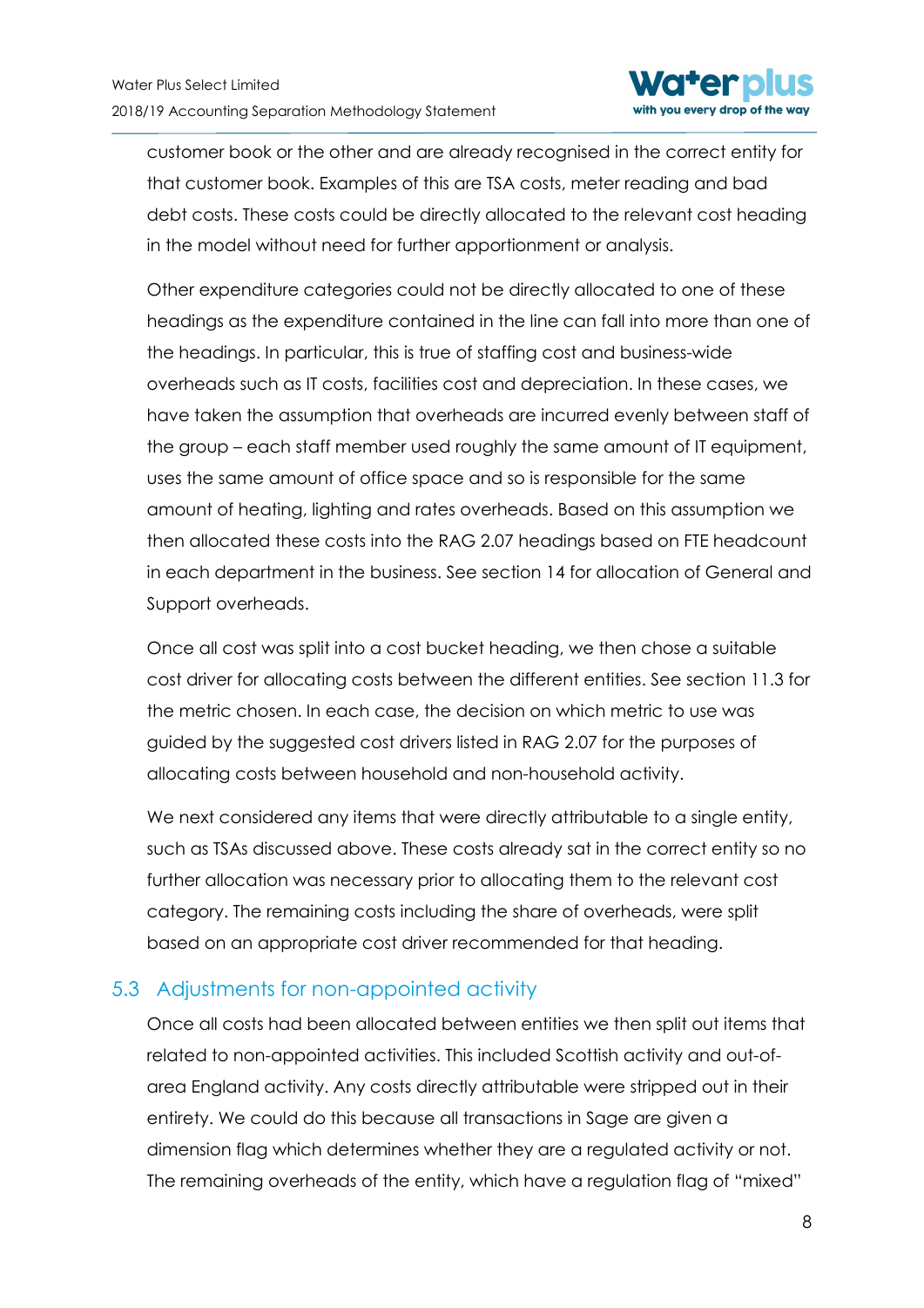customer book or the other and are already recognised in the correct entity for that customer book. Examples of this are TSA costs, meter reading and bad debt costs. These costs could be directly allocated to the relevant cost heading in the model without need for further apportionment or analysis.

Other expenditure categories could not be directly allocated to one of these headings as the expenditure contained in the line can fall into more than one of the headings. In particular, this is true of staffing cost and business-wide overheads such as IT costs, facilities cost and depreciation. In these cases, we have taken the assumption that overheads are incurred evenly between staff of the group – each staff member used roughly the same amount of IT equipment, uses the same amount of office space and so is responsible for the same amount of heating, lighting and rates overheads. Based on this assumption we then allocated these costs into the RAG 2.07 headings based on FTE headcount in each department in the business. See section 14 for allocation of General and Support overheads.

Once all cost was split into a cost bucket heading, we then chose a suitable cost driver for allocating costs between the different entities. See section 11.3 for the metric chosen. In each case, the decision on which metric to use was guided by the suggested cost drivers listed in RAG 2.07 for the purposes of allocating costs between household and non-household activity.

We next considered any items that were directly attributable to a single entity, such as TSAs discussed above. These costs already sat in the correct entity so no further allocation was necessary prior to allocating them to the relevant cost category. The remaining costs including the share of overheads, were split based on an appropriate cost driver recommended for that heading.

## 5.3 Adjustments for non-appointed activity

Once all costs had been allocated between entities we then split out items that related to non-appointed activities. This included Scottish activity and out-of-area England activity. Any costs directly attributable were stripped out in their entirety. We could do this because all transactions in Sage are given a dimension flag which determines whether they are a regulated activity or not. The remaining overheads of the entity, which have a regulation flag of "mixed"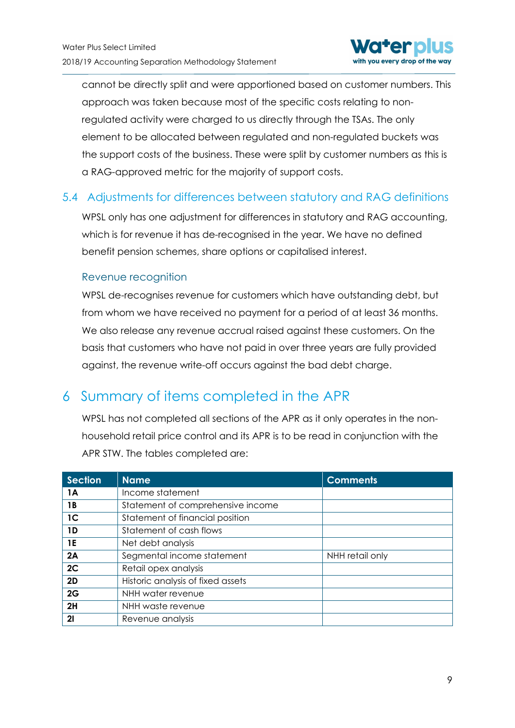cannot be directly split and were apportioned based on customer numbers. This approach was taken because most of the specific costs relating to non-regulated activity were charged to us directly through the TSAs. The only element to be allocated between regulated and non-regulated buckets was the support costs of the business. These were split by customer numbers as this is a RAG-approved metric for the majority of support costs.

## 5.4 Adjustments for differences between statutory and RAG definitions

WPSL only has one adjustment for differences in statutory and RAG accounting, which is for revenue it has de-recognised in the year. We have no defined benefit pension schemes, share options or capitalised interest.

### Revenue recognition

WPSL de-recognises revenue for customers which have outstanding debt, but from whom we have received no payment for a period of at least 36 months. We also release any revenue accrual raised against these customers. On the basis that customers who have not paid in over three years are fully provided against, the revenue write-off occurs against the bad debt charge.

# 6 Summary of items completed in the APR

WPSL has not completed all sections of the APR as it only operates in the non-household retail price control and its APR is to be read in conjunction with the APR STW. The tables completed are:

| Section | Name | Comments |
|---|---|---|
| **1A** | Income statement | |
| **1B** | Statement of comprehensive income | |
| **1C** | Statement of financial position | |
| **1D** | Statement of cash flows | |
| **1E** | Net debt analysis | |
| **2A** | Segmental income statement | NHH retail only |
| **2C** | Retail opex analysis | |
| **2D** | Historic analysis of fixed assets | |
| **2G** | NHH water revenue | |
| **2H** | NHH waste revenue | |
| **2I** | Revenue analysis | |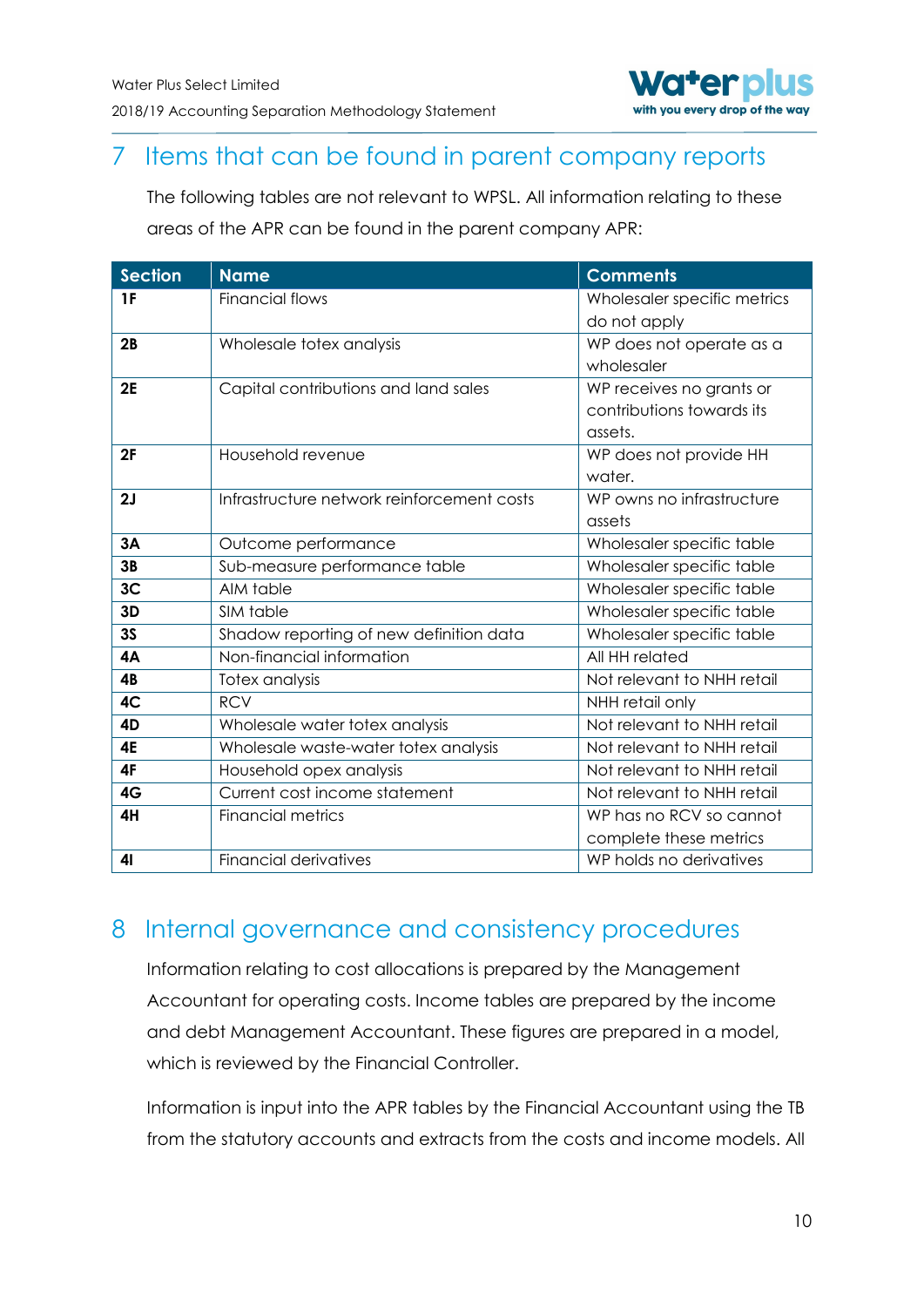# 7 Items that can be found in parent company reports

The following tables are not relevant to WPSL. All information relating to these areas of the APR can be found in the parent company APR:

| Section | Name | Comments |
| --- | --- | --- |
| **1F** | Financial flows | Wholesaler specific metrics do not apply |
| **2B** | Wholesale totex analysis | WP does not operate as a wholesaler |
| **2E** | Capital contributions and land sales | WP receives no grants or contributions towards its assets. |
| **2F** | Household revenue | WP does not provide HH water. |
| **2J** | Infrastructure network reinforcement costs | WP owns no infrastructure assets |
| **3A** | Outcome performance | Wholesaler specific table |
| **3B** | Sub-measure performance table | Wholesaler specific table |
| **3C** | AIM table | Wholesaler specific table |
| **3D** | SIM table | Wholesaler specific table |
| **3S** | Shadow reporting of new definition data | Wholesaler specific table |
| **4A** | Non-financial information | All HH related |
| **4B** | Totex analysis | Not relevant to NHH retail |
| **4C** | RCV | NHH retail only |
| **4D** | Wholesale water totex analysis | Not relevant to NHH retail |
| **4E** | Wholesale waste-water totex analysis | Not relevant to NHH retail |
| **4F** | Household opex analysis | Not relevant to NHH retail |
| **4G** | Current cost income statement | Not relevant to NHH retail |
| **4H** | Financial metrics | WP has no RCV so cannot complete these metrics |
| **4I** | Financial derivatives | WP holds no derivatives |

# 8 Internal governance and consistency procedures

Information relating to cost allocations is prepared by the Management Accountant for operating costs. Income tables are prepared by the income and debt Management Accountant. These figures are prepared in a model, which is reviewed by the Financial Controller.

Information is input into the APR tables by the Financial Accountant using the TB from the statutory accounts and extracts from the costs and income models. All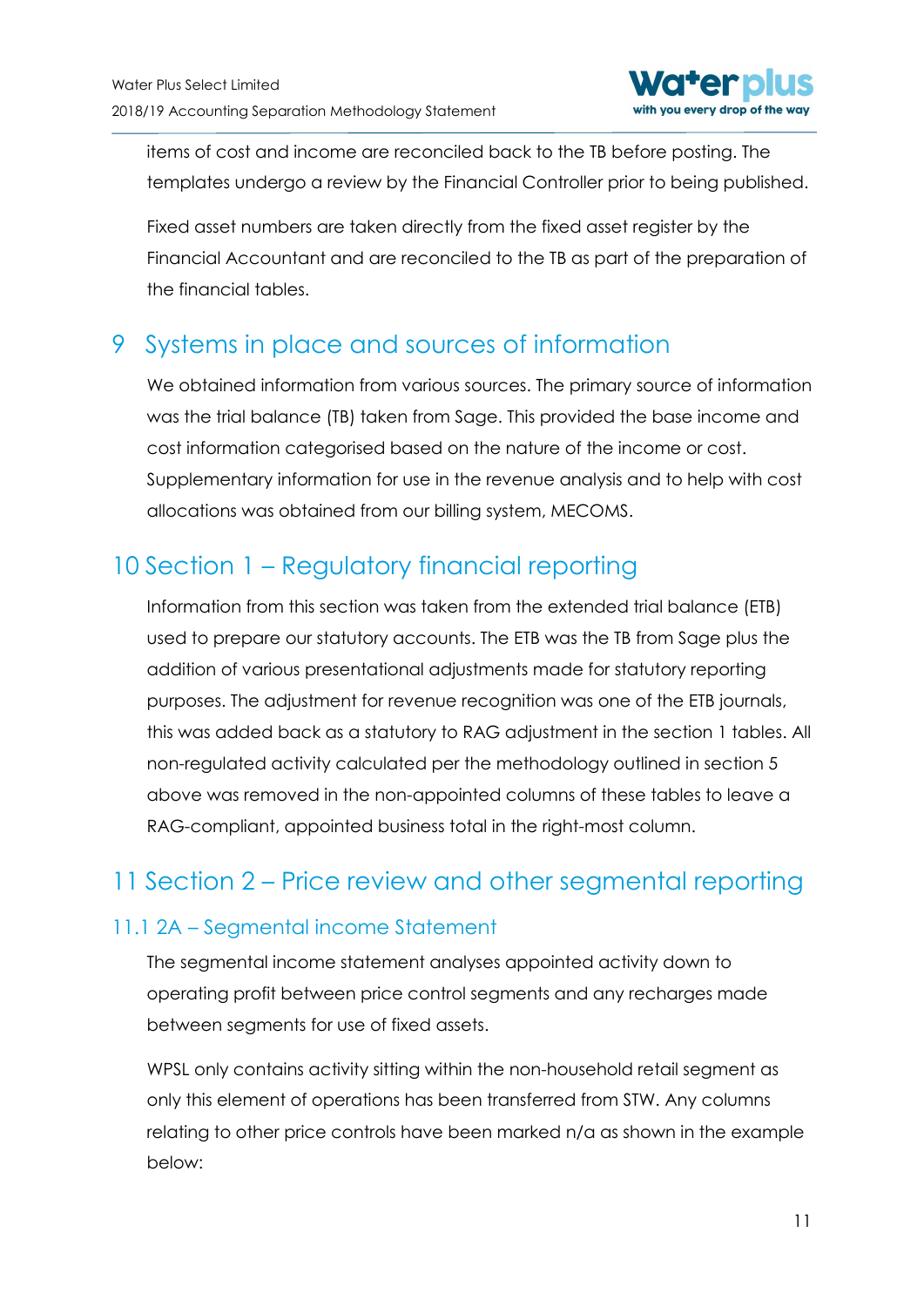items of cost and income are reconciled back to the TB before posting. The templates undergo a review by the Financial Controller prior to being published.

Fixed asset numbers are taken directly from the fixed asset register by the Financial Accountant and are reconciled to the TB as part of the preparation of the financial tables.

# 9 Systems in place and sources of information

We obtained information from various sources. The primary source of information was the trial balance (TB) taken from Sage. This provided the base income and cost information categorised based on the nature of the income or cost. Supplementary information for use in the revenue analysis and to help with cost allocations was obtained from our billing system, MECOMS.

# 10 Section 1 – Regulatory financial reporting

Information from this section was taken from the extended trial balance (ETB) used to prepare our statutory accounts. The ETB was the TB from Sage plus the addition of various presentational adjustments made for statutory reporting purposes. The adjustment for revenue recognition was one of the ETB journals, this was added back as a statutory to RAG adjustment in the section 1 tables. All non-regulated activity calculated per the methodology outlined in section 5 above was removed in the non-appointed columns of these tables to leave a RAG-compliant, appointed business total in the right-most column.

# 11 Section 2 – Price review and other segmental reporting

## 11.1 2A – Segmental income Statement

The segmental income statement analyses appointed activity down to operating profit between price control segments and any recharges made between segments for use of fixed assets.

WPSL only contains activity sitting within the non-household retail segment as only this element of operations has been transferred from STW. Any columns relating to other price controls have been marked n/a as shown in the example below: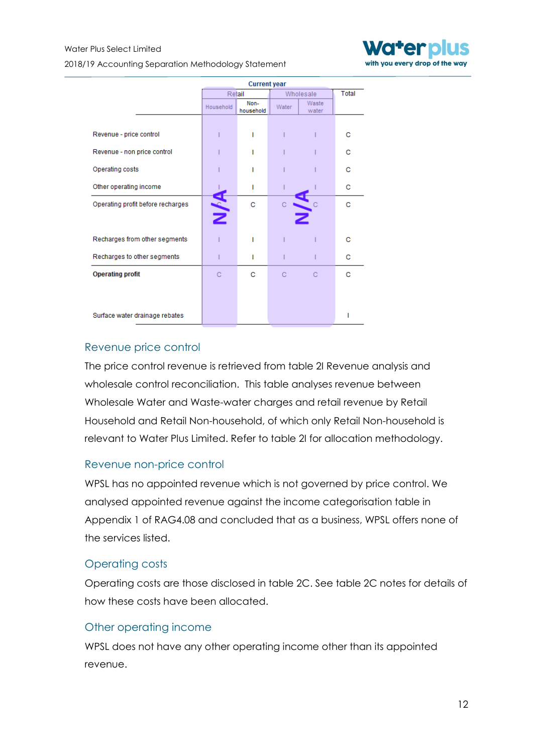| | Current year | | | | |
|---|---|---|---|---|---|
| | Retail | | Wholesale | | Total |
| | Household | Non-household | Water | Waste water | |
| Revenue - price control | I | I | I | I | C |
| Revenue - non price control | I | I | I | I | C |
| Operating costs | I | I | I | I | C |
| Other operating income | I | I | I | I | C |
| Operating profit before recharges | C | C | C | C | C |
| Recharges from other segments | I | I | I | I | C |
| Recharges to other segments | I | I | I | I | C |
| **Operating profit** | C | C | C | C | C |
| Surface water drainage rebates | | | | | I |

(Household and Wholesale columns marked N/A)

## Revenue price control

The price control revenue is retrieved from table 2I Revenue analysis and wholesale control reconciliation. This table analyses revenue between Wholesale Water and Waste-water charges and retail revenue by Retail Household and Retail Non-household, of which only Retail Non-household is relevant to Water Plus Limited. Refer to table 2I for allocation methodology.

## Revenue non-price control

WPSL has no appointed revenue which is not governed by price control. We analysed appointed revenue against the income categorisation table in Appendix 1 of RAG4.08 and concluded that as a business, WPSL offers none of the services listed.

## Operating costs

Operating costs are those disclosed in table 2C. See table 2C notes for details of how these costs have been allocated.

## Other operating income

WPSL does not have any other operating income other than its appointed revenue.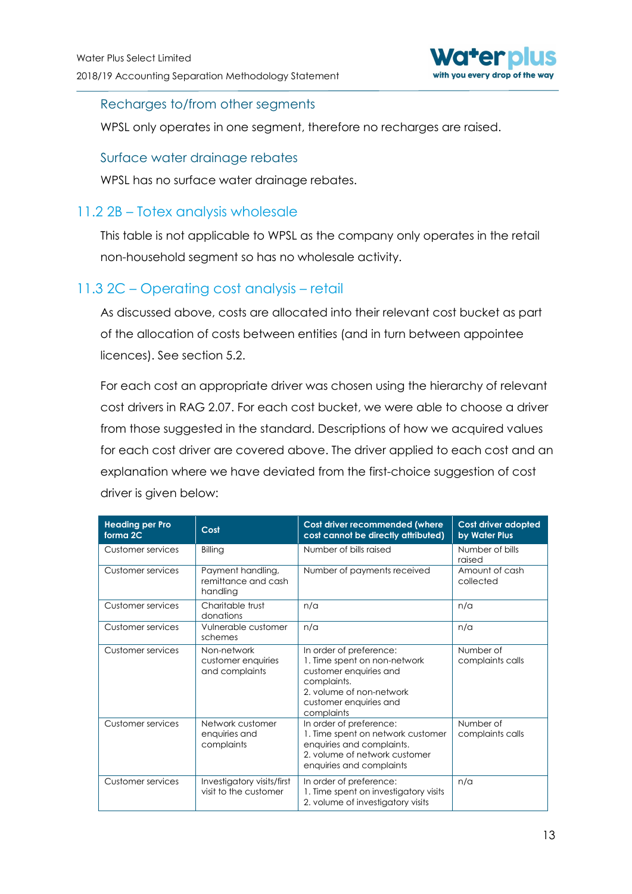### Recharges to/from other segments

WPSL only operates in one segment, therefore no recharges are raised.

### Surface water drainage rebates

WPSL has no surface water drainage rebates.

## 11.2 2B – Totex analysis wholesale

This table is not applicable to WPSL as the company only operates in the retail non-household segment so has no wholesale activity.

## 11.3 2C – Operating cost analysis – retail

As discussed above, costs are allocated into their relevant cost bucket as part of the allocation of costs between entities (and in turn between appointee licences). See section 5.2.

For each cost an appropriate driver was chosen using the hierarchy of relevant cost drivers in RAG 2.07. For each cost bucket, we were able to choose a driver from those suggested in the standard. Descriptions of how we acquired values for each cost driver are covered above. The driver applied to each cost and an explanation where we have deviated from the first-choice suggestion of cost driver is given below:

| Heading per Pro forma 2C | Cost | Cost driver recommended (where cost cannot be directly attributed) | Cost driver adopted by Water Plus |
|---|---|---|---|
| Customer services | Billing | Number of bills raised | Number of bills raised |
| Customer services | Payment handling, remittance and cash handling | Number of payments received | Amount of cash collected |
| Customer services | Charitable trust donations | n/a | n/a |
| Customer services | Vulnerable customer schemes | n/a | n/a |
| Customer services | Non-network customer enquiries and complaints | In order of preference:<br>1. Time spent on non-network customer enquiries and complaints.<br>2. volume of non-network customer enquiries and complaints | Number of complaints calls |
| Customer services | Network customer enquiries and complaints | In order of preference:<br>1. Time spent on network customer enquiries and complaints.<br>2. volume of network customer enquiries and complaints | Number of complaints calls |
| Customer services | Investigatory visits/first visit to the customer | In order of preference:<br>1. Time spent on investigatory visits<br>2. volume of investigatory visits | n/a |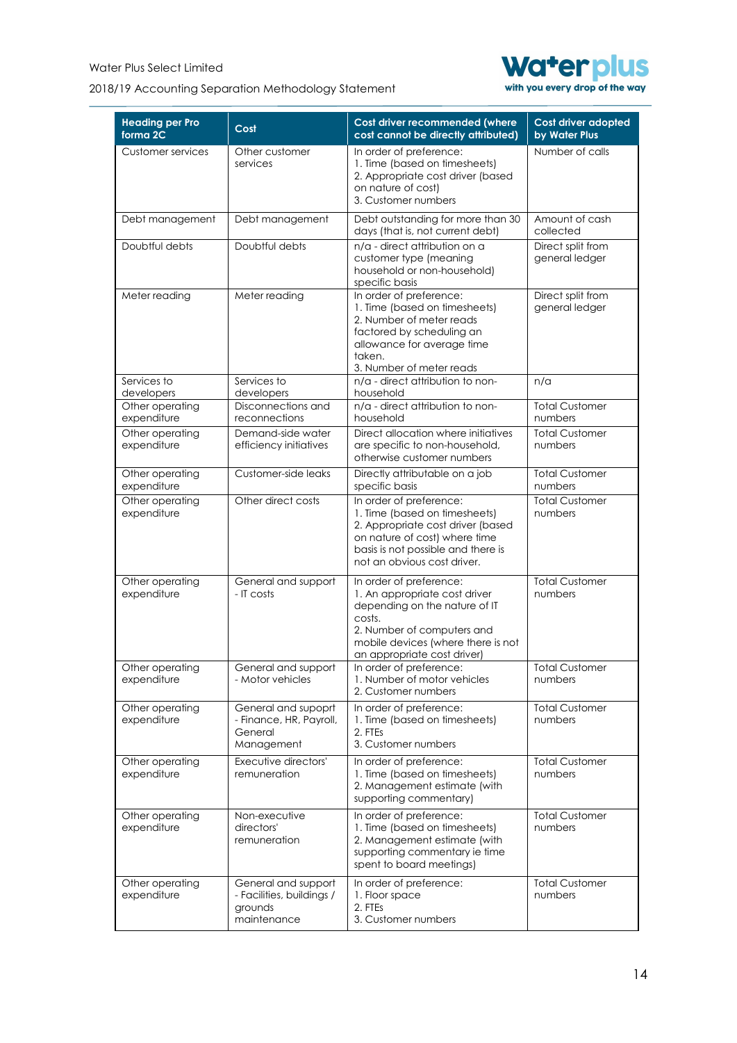| Heading per Pro forma 2C | Cost | Cost driver recommended (where cost cannot be directly attributed) | Cost driver adopted by Water Plus |
|---|---|---|---|
| Customer services | Other customer services | In order of preference:<br>1. Time (based on timesheets)<br>2. Appropriate cost driver (based on nature of cost)<br>3. Customer numbers | Number of calls |
| Debt management | Debt management | Debt outstanding for more than 30 days (that is, not current debt) | Amount of cash collected |
| Doubtful debts | Doubtful debts | n/a - direct attribution on a customer type (meaning household or non-household) specific basis | Direct split from general ledger |
| Meter reading | Meter reading | In order of preference:<br>1. Time (based on timesheets)<br>2. Number of meter reads factored by scheduling an allowance for average time taken.<br>3. Number of meter reads | Direct split from general ledger |
| Services to developers | Services to developers | n/a - direct attribution to non-household | n/a |
| Other operating expenditure | Disconnections and reconnections | n/a - direct attribution to non-household | Total Customer numbers |
| Other operating expenditure | Demand-side water efficiency initiatives | Direct allocation where initiatives are specific to non-household, otherwise customer numbers | Total Customer numbers |
| Other operating expenditure | Customer-side leaks | Directly attributable on a job specific basis | Total Customer numbers |
| Other operating expenditure | Other direct costs | In order of preference:<br>1. Time (based on timesheets)<br>2. Appropriate cost driver (based on nature of cost) where time basis is not possible and there is not an obvious cost driver. | Total Customer numbers |
| Other operating expenditure | General and support - IT costs | In order of preference:<br>1. An appropriate cost driver depending on the nature of IT costs.<br>2. Number of computers and mobile devices (where there is not an appropriate cost driver) | Total Customer numbers |
| Other operating expenditure | General and support - Motor vehicles | In order of preference:<br>1. Number of motor vehicles<br>2. Customer numbers | Total Customer numbers |
| Other operating expenditure | General and suppprt - Finance, HR, Payroll, General Management | In order of preference:<br>1. Time (based on timesheets)<br>2. FTEs<br>3. Customer numbers | Total Customer numbers |
| Other operating expenditure | Executive directors' remuneration | In order of preference:<br>1. Time (based on timesheets)<br>2. Management estimate (with supporting commentary) | Total Customer numbers |
| Other operating expenditure | Non-executive directors' remuneration | In order of preference:<br>1. Time (based on timesheets)<br>2. Management estimate (with supporting commentary ie time spent to board meetings) | Total Customer numbers |
| Other operating expenditure | General and support - Facilities, buildings / grounds maintenance | In order of preference:<br>1. Floor space<br>2. FTEs<br>3. Customer numbers | Total Customer numbers |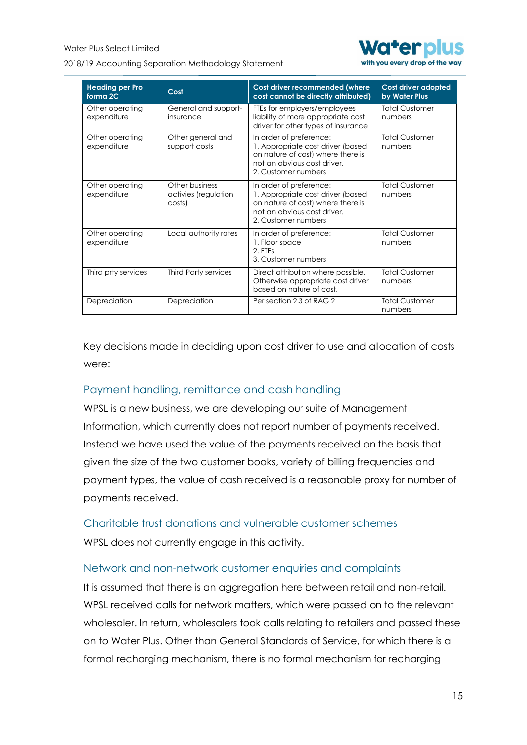| Heading per Pro forma 2C | Cost | Cost driver recommended (where cost cannot be directly attributed) | Cost driver adopted by Water Plus |
|---|---|---|---|
| Other operating expenditure | General and support- insurance | FTEs for employers/employees liability of more appropriate cost driver for other types of insurance | Total Customer numbers |
| Other operating expenditure | Other general and support costs | In order of preference:<br>1. Appropriate cost driver (based on nature of cost) where there is not an obvious cost driver.<br>2. Customer numbers | Total Customer numbers |
| Other operating expenditure | Other business activies (regulation costs) | In order of preference:<br>1. Appropriate cost driver (based on nature of cost) where there is not an obvious cost driver.<br>2. Customer numbers | Total Customer numbers |
| Other operating expenditure | Local authority rates | In order of preference:<br>1. Floor space<br>2. FTEs<br>3. Customer numbers | Total Customer numbers |
| Third prty services | Third Party services | Direct attribution where possible. Otherwise appropriate cost driver based on nature of cost. | Total Customer numbers |
| Depreciation | Depreciation | Per section 2.3 of RAG 2 | Total Customer numbers |

Key decisions made in deciding upon cost driver to use and allocation of costs were:

### Payment handling, remittance and cash handling

WPSL is a new business, we are developing our suite of Management Information, which currently does not report number of payments received. Instead we have used the value of the payments received on the basis that given the size of the two customer books, variety of billing frequencies and payment types, the value of cash received is a reasonable proxy for number of payments received.

### Charitable trust donations and vulnerable customer schemes

WPSL does not currently engage in this activity.

### Network and non-network customer enquiries and complaints

It is assumed that there is an aggregation here between retail and non-retail. WPSL received calls for network matters, which were passed on to the relevant wholesaler. In return, wholesalers took calls relating to retailers and passed these on to Water Plus. Other than General Standards of Service, for which there is a formal recharging mechanism, there is no formal mechanism for recharging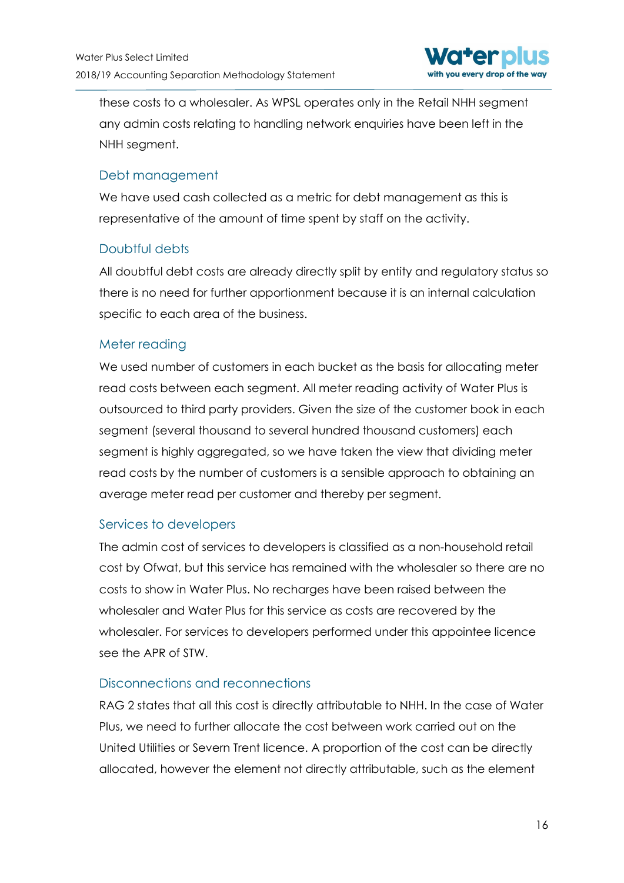these costs to a wholesaler. As WPSL operates only in the Retail NHH segment any admin costs relating to handling network enquiries have been left in the NHH segment.

### Debt management

We have used cash collected as a metric for debt management as this is representative of the amount of time spent by staff on the activity.

### Doubtful debts

All doubtful debt costs are already directly split by entity and regulatory status so there is no need for further apportionment because it is an internal calculation specific to each area of the business.

### Meter reading

We used number of customers in each bucket as the basis for allocating meter read costs between each segment. All meter reading activity of Water Plus is outsourced to third party providers. Given the size of the customer book in each segment (several thousand to several hundred thousand customers) each segment is highly aggregated, so we have taken the view that dividing meter read costs by the number of customers is a sensible approach to obtaining an average meter read per customer and thereby per segment.

### Services to developers

The admin cost of services to developers is classified as a non-household retail cost by Ofwat, but this service has remained with the wholesaler so there are no costs to show in Water Plus. No recharges have been raised between the wholesaler and Water Plus for this service as costs are recovered by the wholesaler. For services to developers performed under this appointee licence see the APR of STW.

### Disconnections and reconnections

RAG 2 states that all this cost is directly attributable to NHH. In the case of Water Plus, we need to further allocate the cost between work carried out on the United Utilities or Severn Trent licence. A proportion of the cost can be directly allocated, however the element not directly attributable, such as the element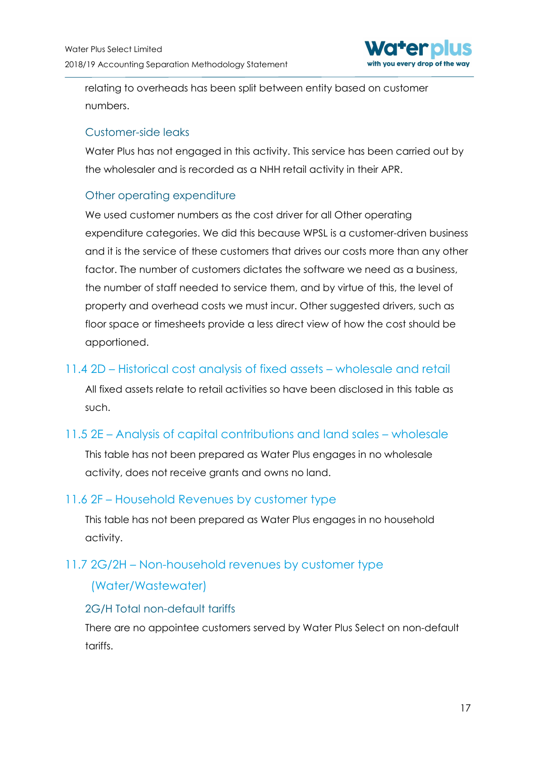relating to overheads has been split between entity based on customer numbers.

### Customer-side leaks

Water Plus has not engaged in this activity. This service has been carried out by the wholesaler and is recorded as a NHH retail activity in their APR.

### Other operating expenditure

We used customer numbers as the cost driver for all Other operating expenditure categories. We did this because WPSL is a customer-driven business and it is the service of these customers that drives our costs more than any other factor. The number of customers dictates the software we need as a business, the number of staff needed to service them, and by virtue of this, the level of property and overhead costs we must incur. Other suggested drivers, such as floor space or timesheets provide a less direct view of how the cost should be apportioned.

## 11.4 2D – Historical cost analysis of fixed assets – wholesale and retail

All fixed assets relate to retail activities so have been disclosed in this table as such.

## 11.5 2E – Analysis of capital contributions and land sales – wholesale

This table has not been prepared as Water Plus engages in no wholesale activity, does not receive grants and owns no land.

## 11.6 2F – Household Revenues by customer type

This table has not been prepared as Water Plus engages in no household activity.

## 11.7 2G/2H – Non-household revenues by customer type (Water/Wastewater)

### 2G/H Total non-default tariffs

There are no appointee customers served by Water Plus Select on non-default tariffs.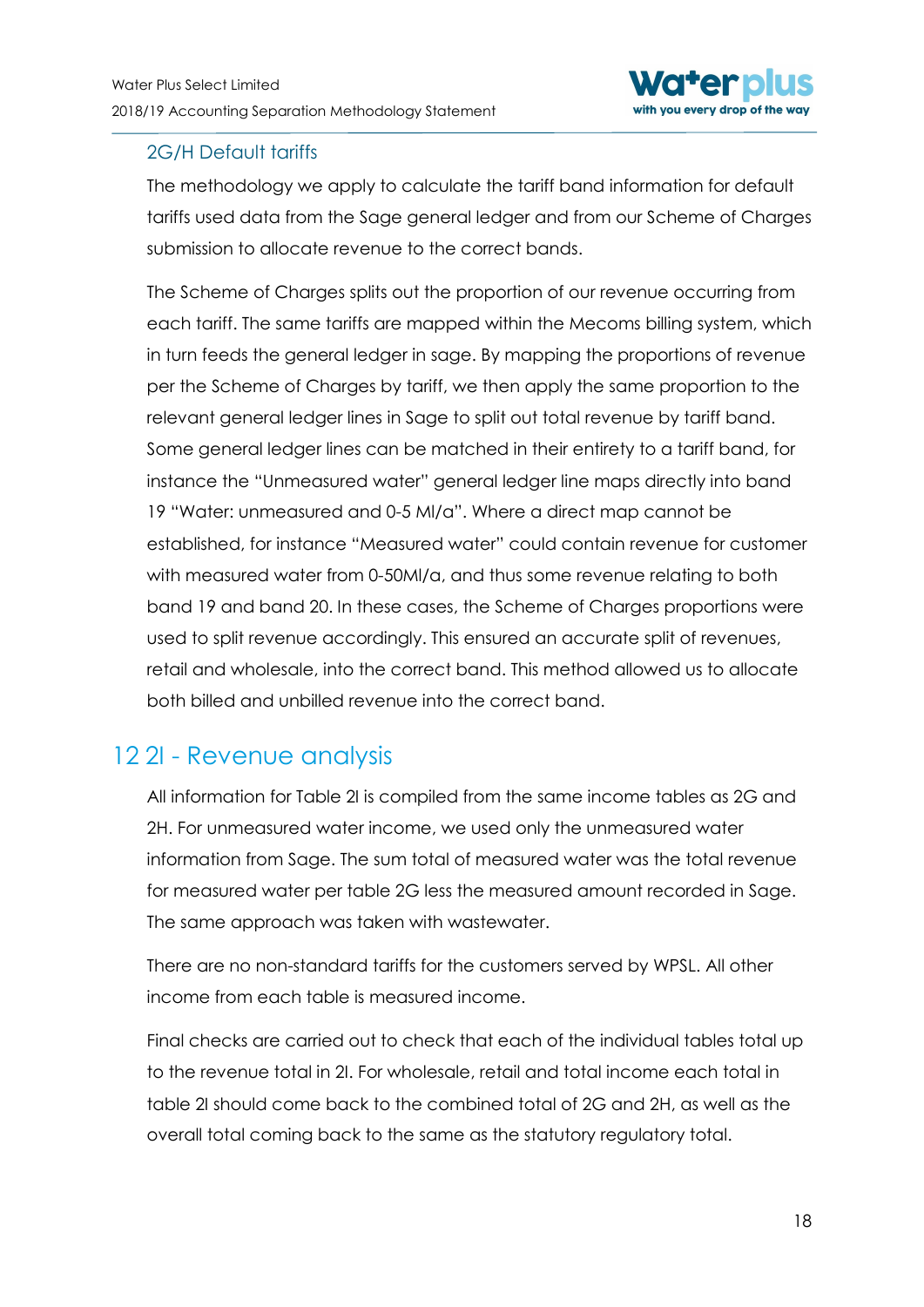### 2G/H Default tariffs

The methodology we apply to calculate the tariff band information for default tariffs used data from the Sage general ledger and from our Scheme of Charges submission to allocate revenue to the correct bands.

The Scheme of Charges splits out the proportion of our revenue occurring from each tariff. The same tariffs are mapped within the Mecoms billing system, which in turn feeds the general ledger in sage. By mapping the proportions of revenue per the Scheme of Charges by tariff, we then apply the same proportion to the relevant general ledger lines in Sage to split out total revenue by tariff band. Some general ledger lines can be matched in their entirety to a tariff band, for instance the "Unmeasured water" general ledger line maps directly into band 19 "Water: unmeasured and 0-5 Ml/a". Where a direct map cannot be established, for instance "Measured water" could contain revenue for customer with measured water from 0-50Ml/a, and thus some revenue relating to both band 19 and band 20. In these cases, the Scheme of Charges proportions were used to split revenue accordingly. This ensured an accurate split of revenues, retail and wholesale, into the correct band. This method allowed us to allocate both billed and unbilled revenue into the correct band.

## 12 2I - Revenue analysis

All information for Table 2I is compiled from the same income tables as 2G and 2H. For unmeasured water income, we used only the unmeasured water information from Sage. The sum total of measured water was the total revenue for measured water per table 2G less the measured amount recorded in Sage. The same approach was taken with wastewater.

There are no non-standard tariffs for the customers served by WPSL. All other income from each table is measured income.

Final checks are carried out to check that each of the individual tables total up to the revenue total in 2I. For wholesale, retail and total income each total in table 2I should come back to the combined total of 2G and 2H, as well as the overall total coming back to the same as the statutory regulatory total.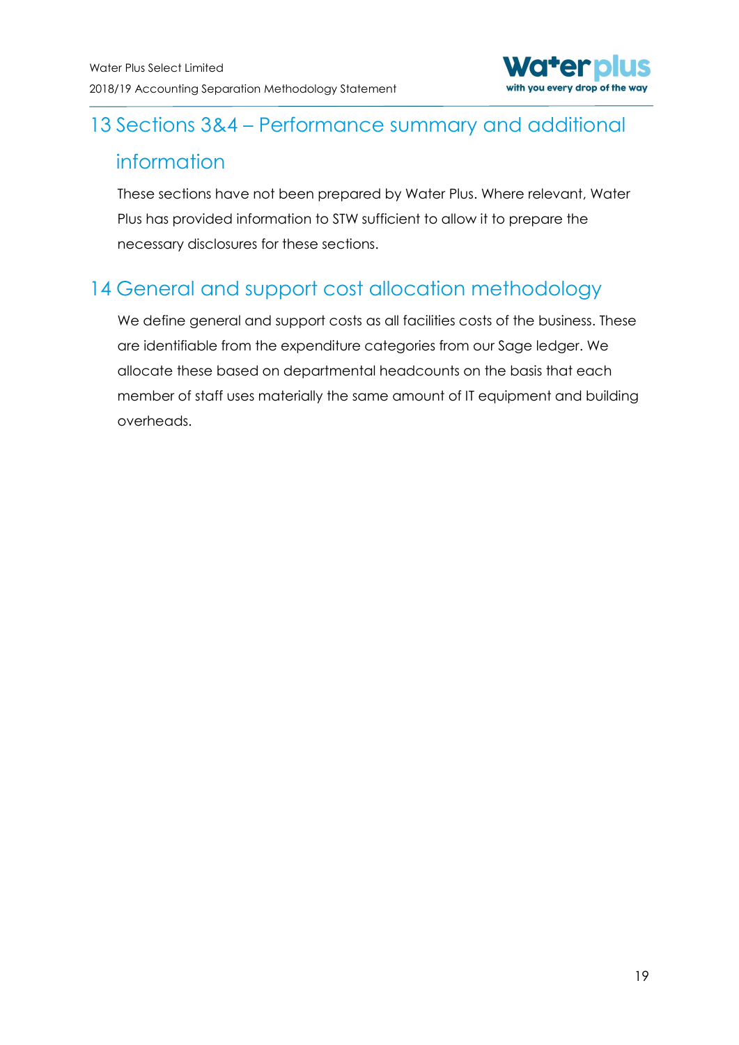# 13 Sections 3&4 – Performance summary and additional information

These sections have not been prepared by Water Plus. Where relevant, Water Plus has provided information to STW sufficient to allow it to prepare the necessary disclosures for these sections.

# 14 General and support cost allocation methodology

We define general and support costs as all facilities costs of the business. These are identifiable from the expenditure categories from our Sage ledger. We allocate these based on departmental headcounts on the basis that each member of staff uses materially the same amount of IT equipment and building overheads.